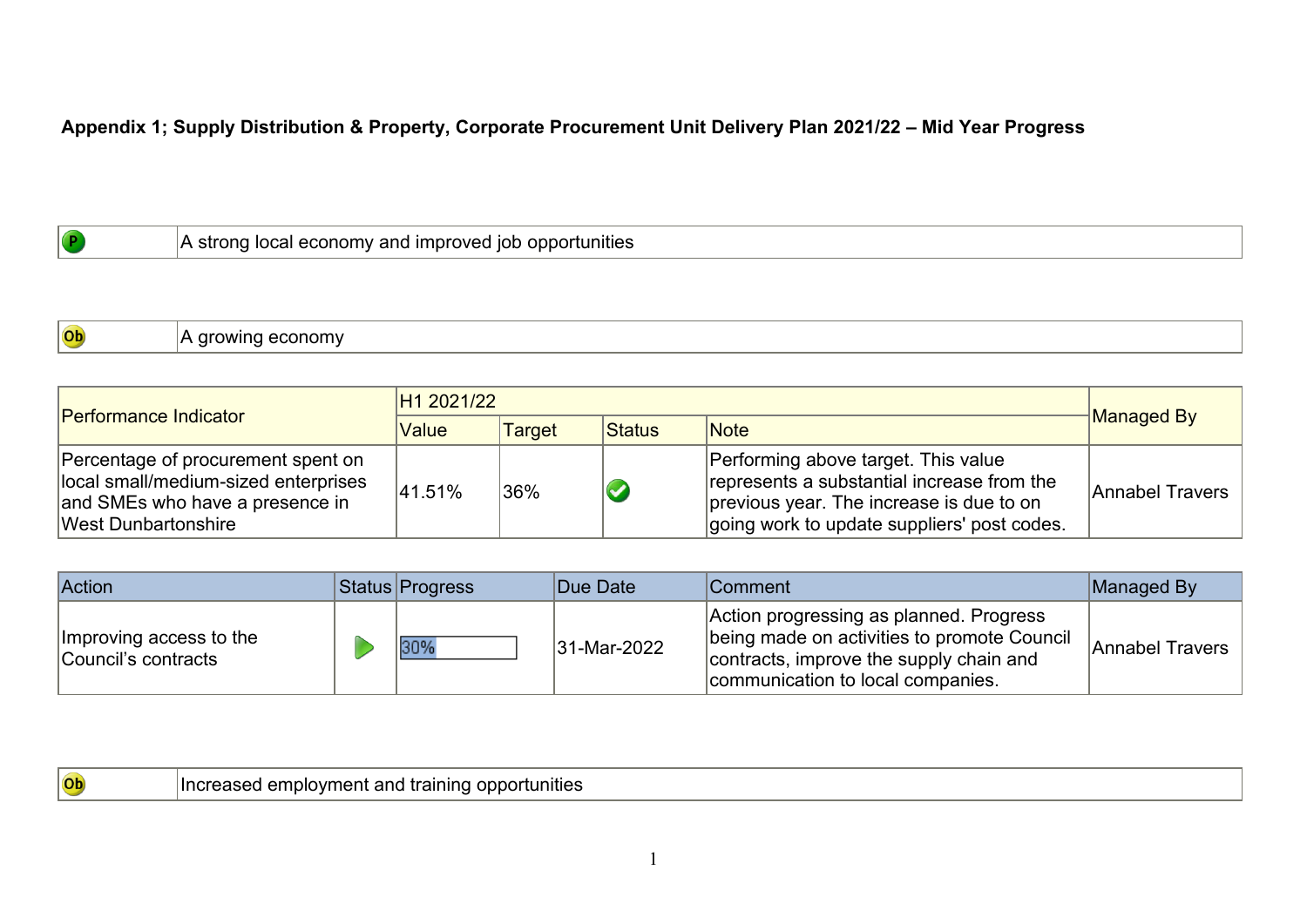**Appendix 1; Supply Distribution & Property, Corporate Procurement Unit Delivery Plan 2021/22 – Mid Year Progress**

| P | A strong local economy and improved job opportunities |
|---|---|

| Ob | A growing economy |
|---|---|

| Performance Indicator | H1 2021/22 | | | | Managed By |
|---|---|---|---|---|---|
| | Value | Target | Status | Note | |
| Percentage of procurement spent on local small/medium-sized enterprises and SMEs who have a presence in West Dunbartonshire | 41.51% | 36% | ✔ | Performing above target. This value represents a substantial increase from the previous year. The increase is due to on going work to update suppliers' post codes. | Annabel Travers |

| Action | Status | Progress | Due Date | Comment | Managed By |
|---|---|---|---|---|---|
| Improving access to the Council's contracts | ▶ | 30% | 31-Mar-2022 | Action progressing as planned. Progress being made on activities to promote Council contracts, improve the supply chain and communication to local companies. | Annabel Travers |

| Ob | Increased employment and training opportunities |
|---|---|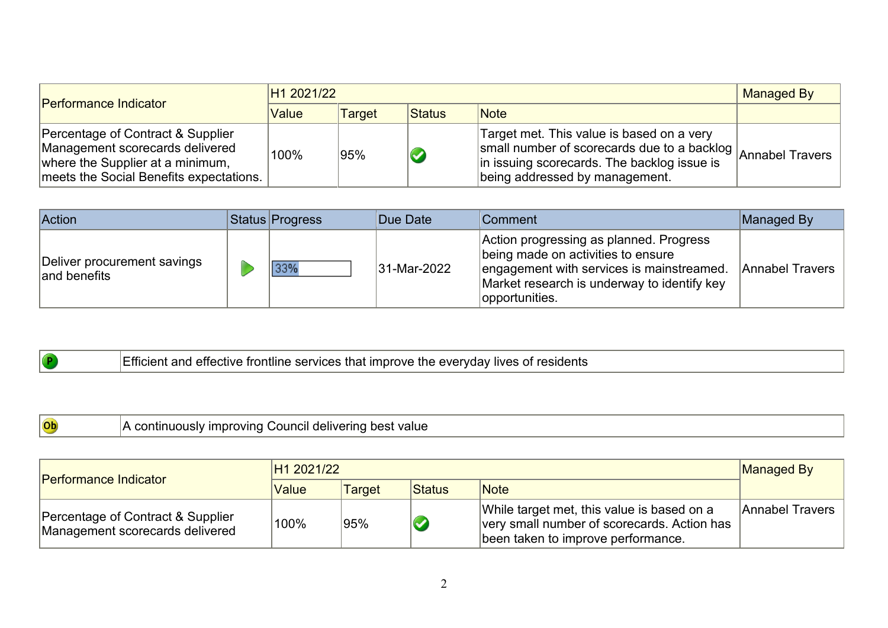| Performance Indicator | H1 2021/22 | | | | Managed By |
|---|---|---|---|---|---|
| | Value | Target | Status | Note | |
| Percentage of Contract & Supplier Management scorecards delivered where the Supplier at a minimum, meets the Social Benefits expectations. | 100% | 95% | ✅ | Target met. This value is based on a very small number of scorecards due to a backlog in issuing scorecards. The backlog issue is being addressed by management. | Annabel Travers |

| Action | Status | Progress | Due Date | Comment | Managed By |
|---|---|---|---|---|---|
| Deliver procurement savings and benefits | ▶ | 33% | 31-Mar-2022 | Action progressing as planned. Progress being made on activities to ensure engagement with services is mainstreamed. Market research is underway to identify key opportunities. | Annabel Travers |

| P | Efficient and effective frontline services that improve the everyday lives of residents |
|---|---|

| Ob | A continuously improving Council delivering best value |
|---|---|

| Performance Indicator | H1 2021/22 | | | | Managed By |
|---|---|---|---|---|---|
| | Value | Target | Status | Note | |
| Percentage of Contract & Supplier Management scorecards delivered | 100% | 95% | ✅ | While target met, this value is based on a very small number of scorecards. Action has been taken to improve performance. | Annabel Travers |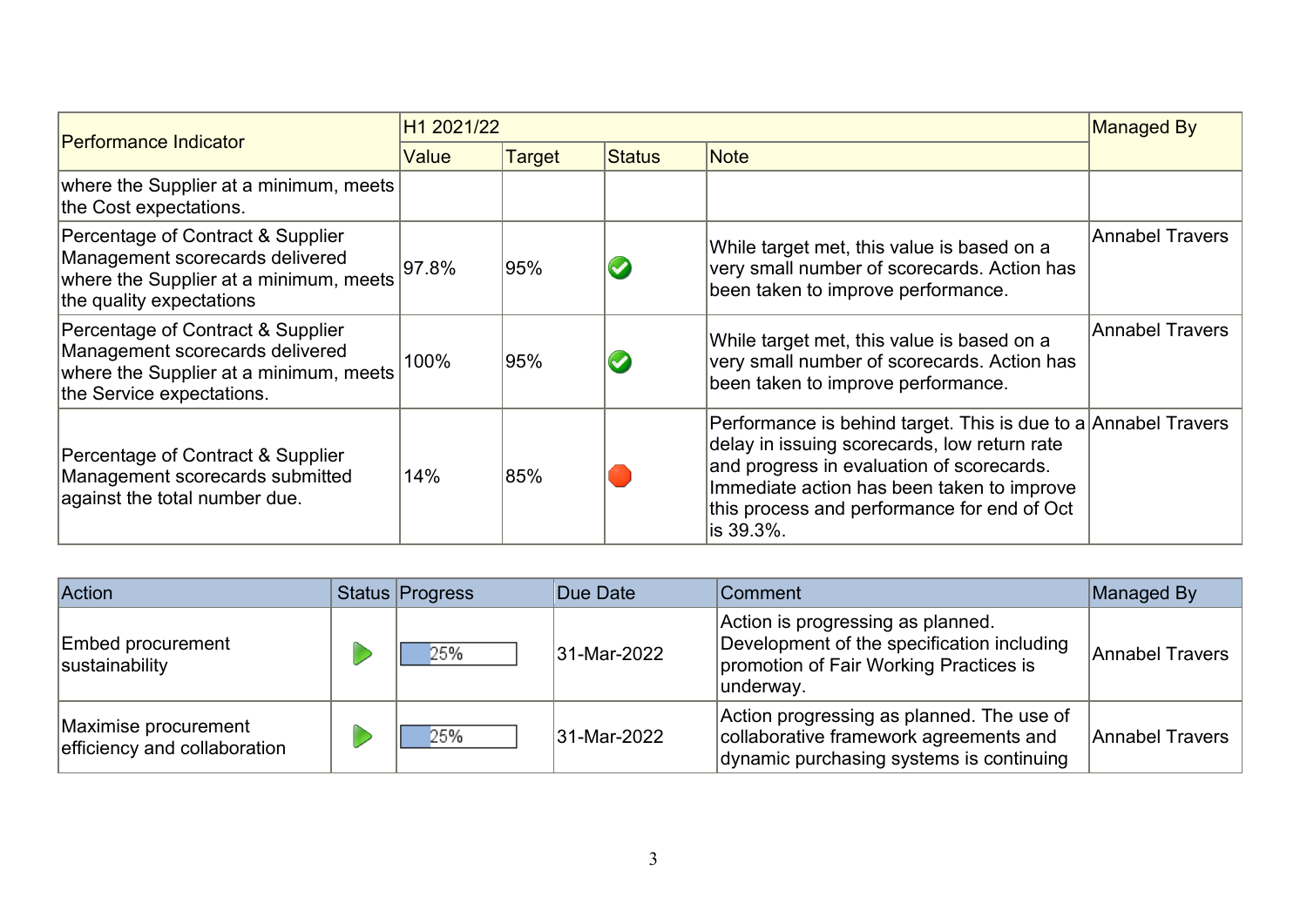| Performance Indicator | H1 2021/22 | | | | Managed By |
|---|---|---|---|---|---|
| | Value | Target | Status | Note | |
| where the Supplier at a minimum, meets the Cost expectations. | | | | | |
| Percentage of Contract & Supplier Management scorecards delivered where the Supplier at a minimum, meets the quality expectations | 97.8% | 95% | ✔ | While target met, this value is based on a very small number of scorecards. Action has been taken to improve performance. | Annabel Travers |
| Percentage of Contract & Supplier Management scorecards delivered where the Supplier at a minimum, meets the Service expectations. | 100% | 95% | ✔ | While target met, this value is based on a very small number of scorecards. Action has been taken to improve performance. | Annabel Travers |
| Percentage of Contract & Supplier Management scorecards submitted against the total number due. | 14% | 85% | ⬣ | Performance is behind target. This is due to a delay in issuing scorecards, low return rate and progress in evaluation of scorecards. Immediate action has been taken to improve this process and performance for end of Oct is 39.3%. | Annabel Travers |

| Action | Status | Progress | Due Date | Comment | Managed By |
|---|---|---|---|---|---|
| Embed procurement sustainability | ▶ | 25% | 31-Mar-2022 | Action is progressing as planned. Development of the specification including promotion of Fair Working Practices is underway. | Annabel Travers |
| Maximise procurement efficiency and collaboration | ▶ | 25% | 31-Mar-2022 | Action progressing as planned. The use of collaborative framework agreements and dynamic purchasing systems is continuing | Annabel Travers |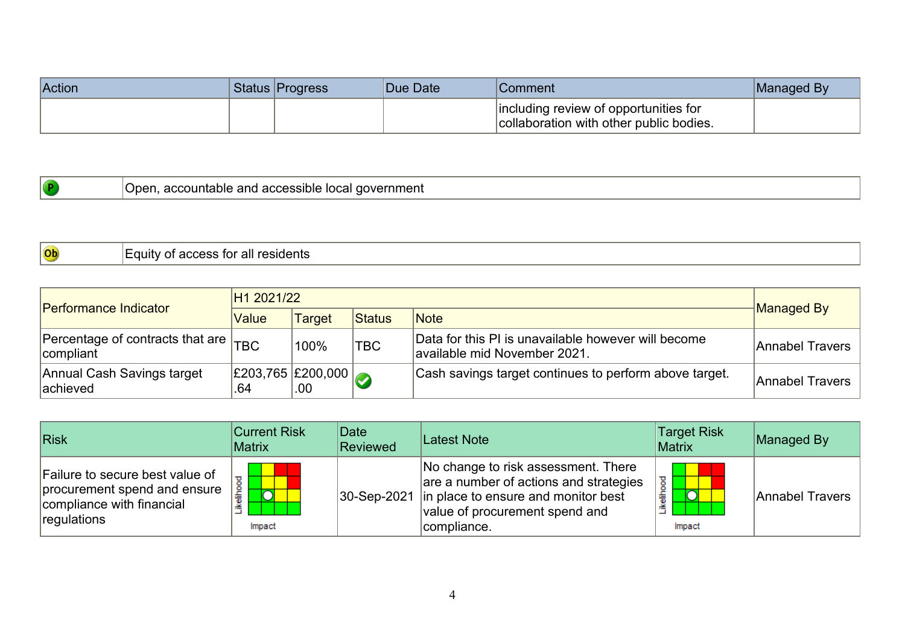| Action | Status | Progress | Due Date | Comment | Managed By |
|---|---|---|---|---|---|
| | | | | including review of opportunities for collaboration with other public bodies. | |

| P | Open, accountable and accessible local government |
|---|---|

| Ob | Equity of access for all residents |
|---|---|

| Performance Indicator | H1 2021/22 | | | | Managed By |
|---|---|---|---|---|---|
| | Value | Target | Status | Note | |
| Percentage of contracts that are compliant | TBC | 100% | TBC | Data for this PI is unavailable however will become available mid November 2021. | Annabel Travers |
| Annual Cash Savings target achieved | £203,765.64 | £200,000.00 | ✔ | Cash savings target continues to perform above target. | Annabel Travers |

| Risk | Current Risk Matrix | Date Reviewed | Latest Note | Target Risk Matrix | Managed By |
|---|---|---|---|---|---|
| Failure to secure best value of procurement spend and ensure compliance with financial regulations | Likelihood / Impact | 30-Sep-2021 | No change to risk assessment. There are a number of actions and strategies in place to ensure and monitor best value of procurement spend and compliance. | Likelihood / Impact | Annabel Travers |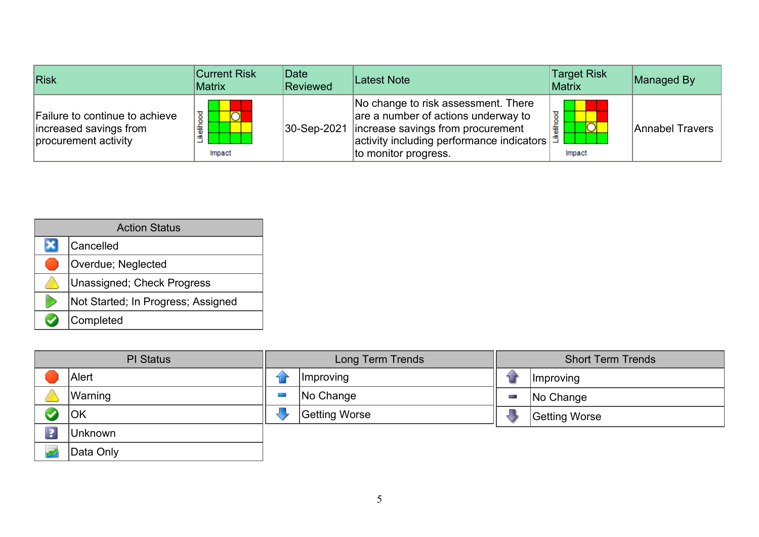| Risk | Current Risk Matrix | Date Reviewed | Latest Note | Target Risk Matrix | Managed By |
|---|---|---|---|---|---|
| Failure to continue to achieve increased savings from procurement activity | Likelihood / Impact | 30-Sep-2021 | No change to risk assessment. There are a number of actions underway to increase savings from procurement activity including performance indicators to monitor progress. | Likelihood / Impact | Annabel Travers |

| Action Status | |
|---|---|
| | Cancelled |
| | Overdue; Neglected |
| | Unassigned; Check Progress |
| | Not Started; In Progress; Assigned |
| | Completed |

| PI Status | |
|---|---|
| | Alert |
| | Warning |
| | OK |
| | Unknown |
| | Data Only |

| Long Term Trends | |
|---|---|
| | Improving |
| | No Change |
| | Getting Worse |

| Short Term Trends | |
|---|---|
| | Improving |
| | No Change |
| | Getting Worse |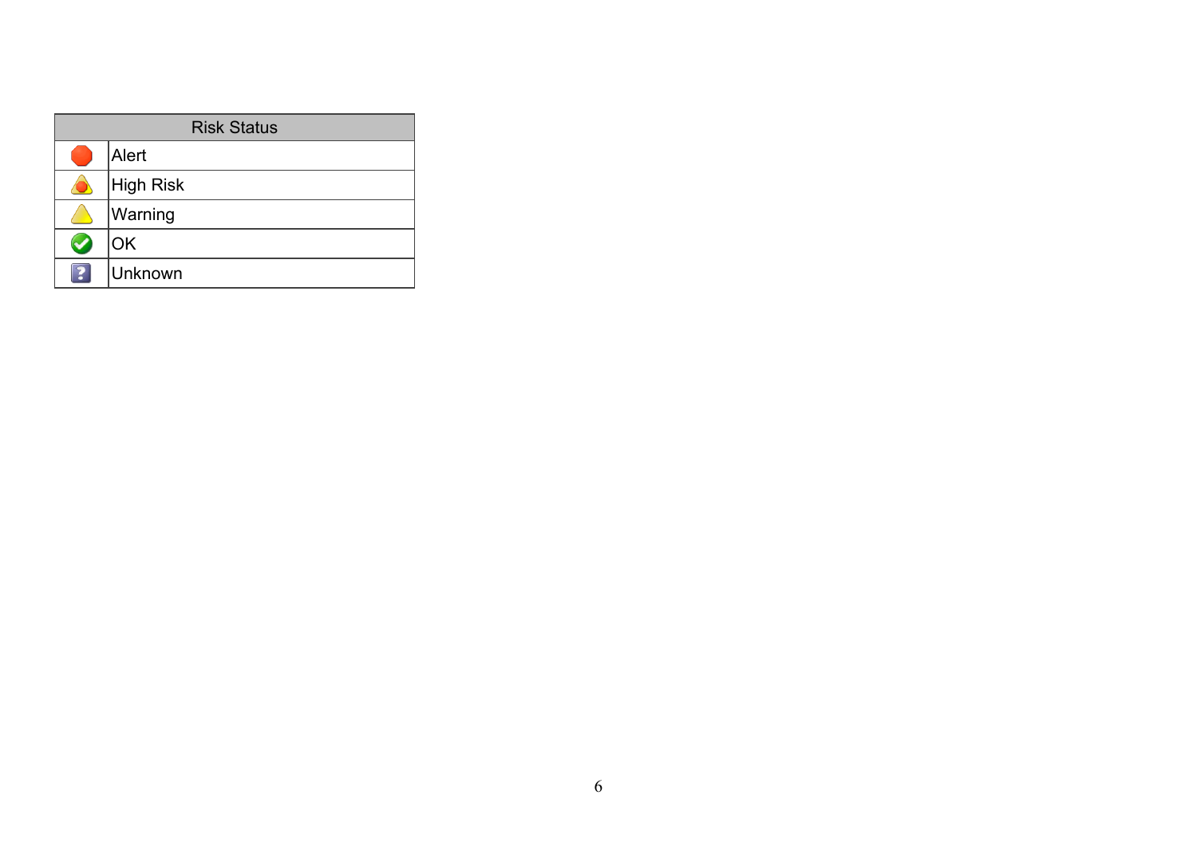| Risk Status | |
|---|---|
| | Alert |
| | High Risk |
| | Warning |
| | OK |
| | Unknown |